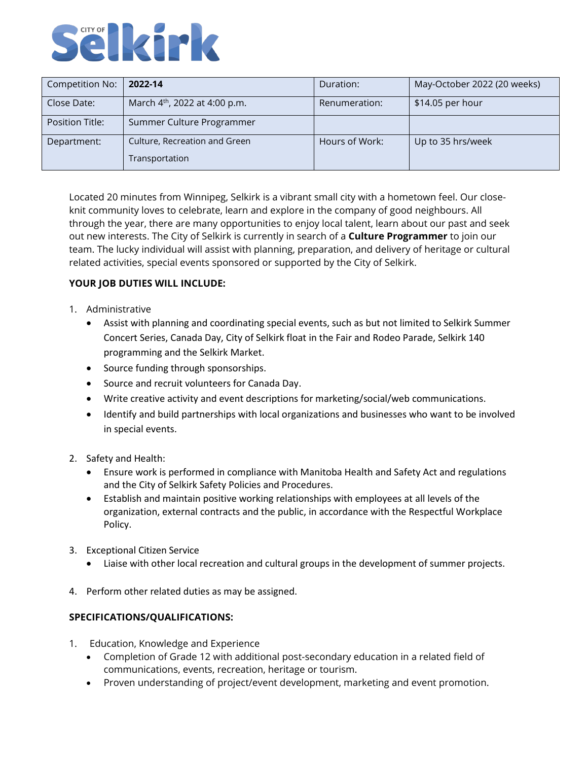| Competition No: | **2022-14** | Duration: | May-October 2022 (20 weeks) |
|---|---|---|---|
| Close Date: | March 4th, 2022 at 4:00 p.m. | Renumeration: | $14.05 per hour |
| Position Title: | Summer Culture Programmer | | |
| Department: | Culture, Recreation and Green Transportation | Hours of Work: | Up to 35 hrs/week |

Located 20 minutes from Winnipeg, Selkirk is a vibrant small city with a hometown feel. Our close-knit community loves to celebrate, learn and explore in the company of good neighbours. All through the year, there are many opportunities to enjoy local talent, learn about our past and seek out new interests. The City of Selkirk is currently in search of a **Culture Programmer** to join our team. The lucky individual will assist with planning, preparation, and delivery of heritage or cultural related activities, special events sponsored or supported by the City of Selkirk.

**YOUR JOB DUTIES WILL INCLUDE:**

1. Administrative
   - Assist with planning and coordinating special events, such as but not limited to Selkirk Summer Concert Series, Canada Day, City of Selkirk float in the Fair and Rodeo Parade, Selkirk 140 programming and the Selkirk Market.
   - Source funding through sponsorships.
   - Source and recruit volunteers for Canada Day.
   - Write creative activity and event descriptions for marketing/social/web communications.
   - Identify and build partnerships with local organizations and businesses who want to be involved in special events.

2. Safety and Health:
   - Ensure work is performed in compliance with Manitoba Health and Safety Act and regulations and the City of Selkirk Safety Policies and Procedures.
   - Establish and maintain positive working relationships with employees at all levels of the organization, external contracts and the public, in accordance with the Respectful Workplace Policy.

3. Exceptional Citizen Service
   - Liaise with other local recreation and cultural groups in the development of summer projects.

4. Perform other related duties as may be assigned.

**SPECIFICATIONS/QUALIFICATIONS:**

1. Education, Knowledge and Experience
   - Completion of Grade 12 with additional post-secondary education in a related field of communications, events, recreation, heritage or tourism.
   - Proven understanding of project/event development, marketing and event promotion.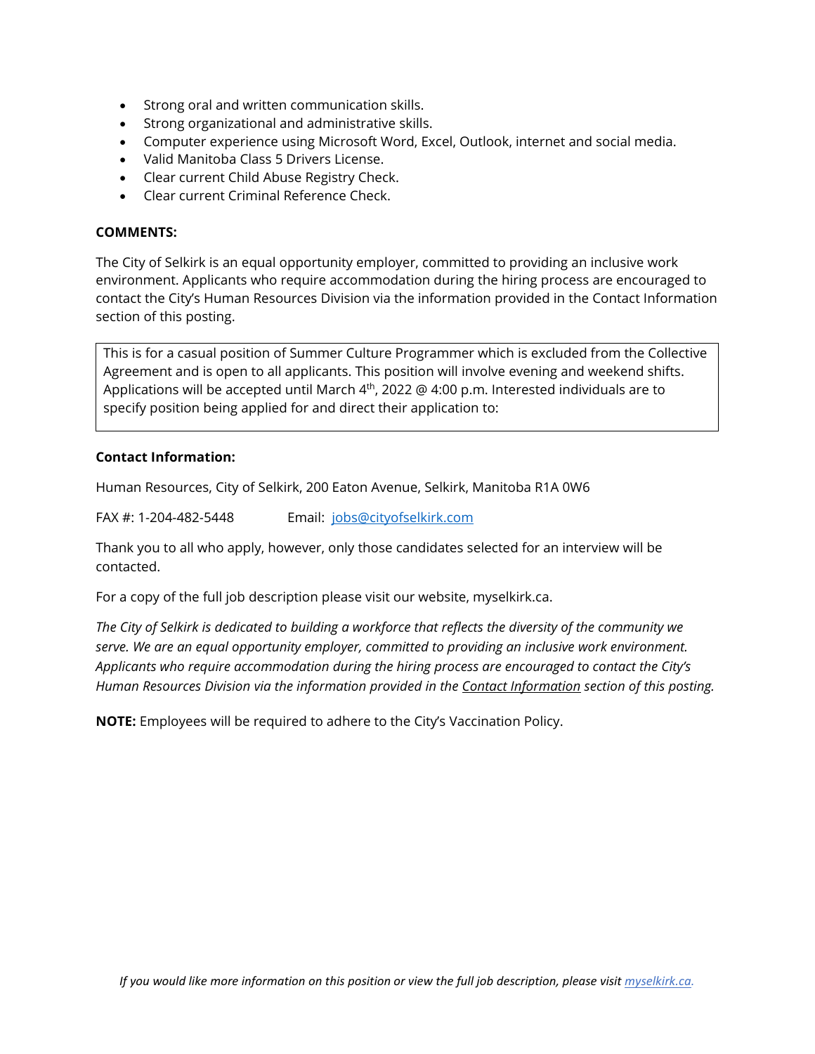- Strong oral and written communication skills.
- Strong organizational and administrative skills.
- Computer experience using Microsoft Word, Excel, Outlook, internet and social media.
- Valid Manitoba Class 5 Drivers License.
- Clear current Child Abuse Registry Check.
- Clear current Criminal Reference Check.

**COMMENTS:**

The City of Selkirk is an equal opportunity employer, committed to providing an inclusive work environment. Applicants who require accommodation during the hiring process are encouraged to contact the City's Human Resources Division via the information provided in the Contact Information section of this posting.

This is for a casual position of Summer Culture Programmer which is excluded from the Collective Agreement and is open to all applicants. This position will involve evening and weekend shifts. Applications will be accepted until March 4th, 2022 @ 4:00 p.m. Interested individuals are to specify position being applied for and direct their application to:

**Contact Information:**

Human Resources, City of Selkirk, 200 Eaton Avenue, Selkirk, Manitoba R1A 0W6

FAX #: 1-204-482-5448 Email: jobs@cityofselkirk.com

Thank you to all who apply, however, only those candidates selected for an interview will be contacted.

For a copy of the full job description please visit our website, myselkirk.ca.

*The City of Selkirk is dedicated to building a workforce that reflects the diversity of the community we serve. We are an equal opportunity employer, committed to providing an inclusive work environment. Applicants who require accommodation during the hiring process are encouraged to contact the City's Human Resources Division via the information provided in the Contact Information section of this posting.*

**NOTE:** Employees will be required to adhere to the City's Vaccination Policy.

*If you would like more information on this position or view the full job description, please visit myselkirk.ca.*